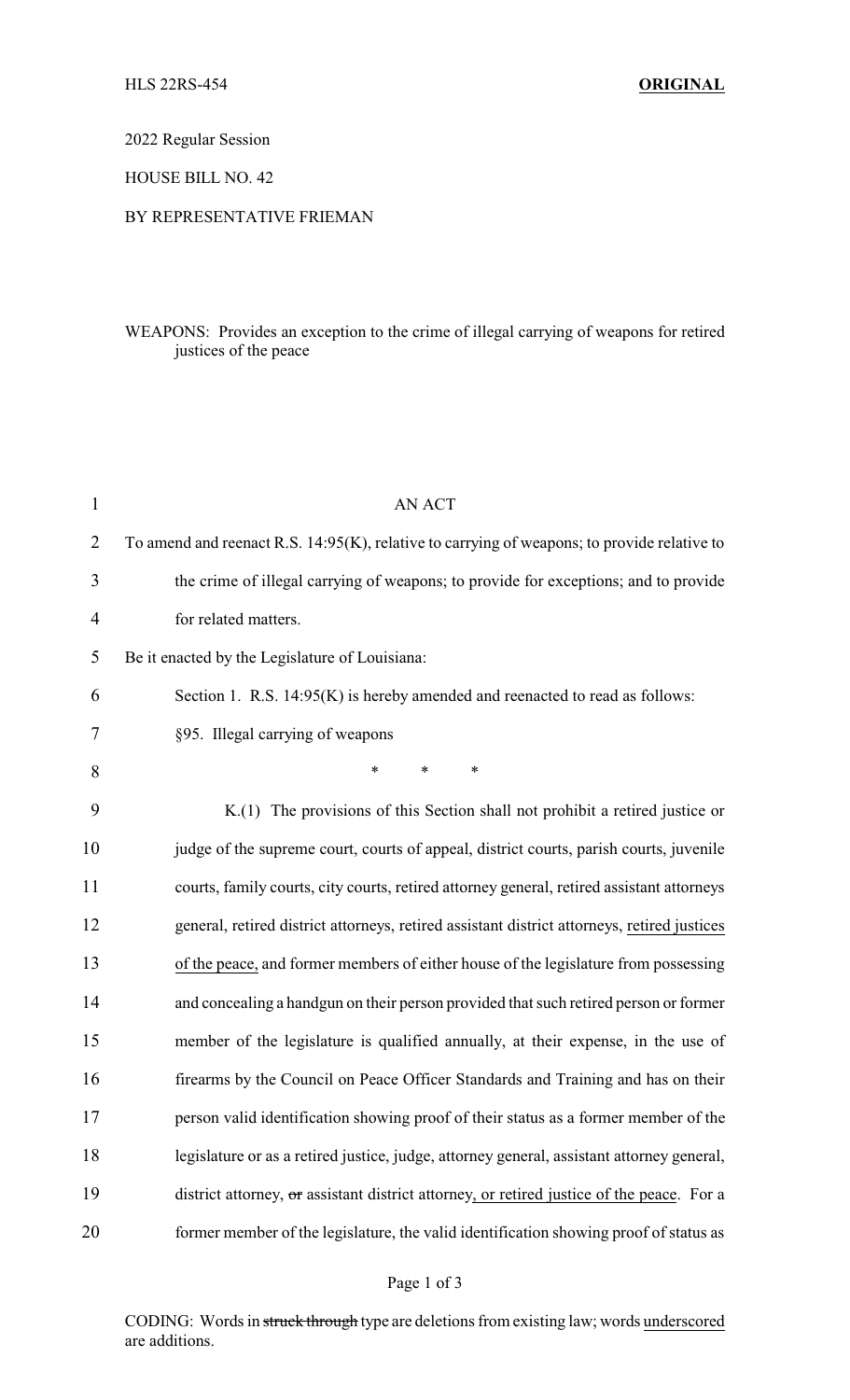HLS 22RS-454 **ORIGINAL**

2022 Regular Session

HOUSE BILL NO. 42

BY REPRESENTATIVE FRIEMAN

WEAPONS: Provides an exception to the crime of illegal carrying of weapons for retired justices of the peace

AN ACT

To amend and reenact R.S. 14:95(K), relative to carrying of weapons; to provide relative to the crime of illegal carrying of weapons; to provide for exceptions; and to provide for related matters.

Be it enacted by the Legislature of Louisiana:

Section 1. R.S. 14:95(K) is hereby amended and reenacted to read as follows:

§95. Illegal carrying of weapons

\* \* \*

K.(1) The provisions of this Section shall not prohibit a retired justice or judge of the supreme court, courts of appeal, district courts, parish courts, juvenile courts, family courts, city courts, retired attorney general, retired assistant attorneys general, retired district attorneys, retired assistant district attorneys, <u>retired justices of the peace,</u> and former members of either house of the legislature from possessing and concealing a handgun on their person provided that such retired person or former member of the legislature is qualified annually, at their expense, in the use of firearms by the Council on Peace Officer Standards and Training and has on their person valid identification showing proof of their status as a former member of the legislature or as a retired justice, judge, attorney general, assistant attorney general, district attorney, ~~or~~ assistant district attorney<u>, or retired justice of the peace</u>. For a former member of the legislature, the valid identification showing proof of status as

CODING: Words in ~~struck through~~ type are deletions from existing law; words <u>underscored</u> are additions.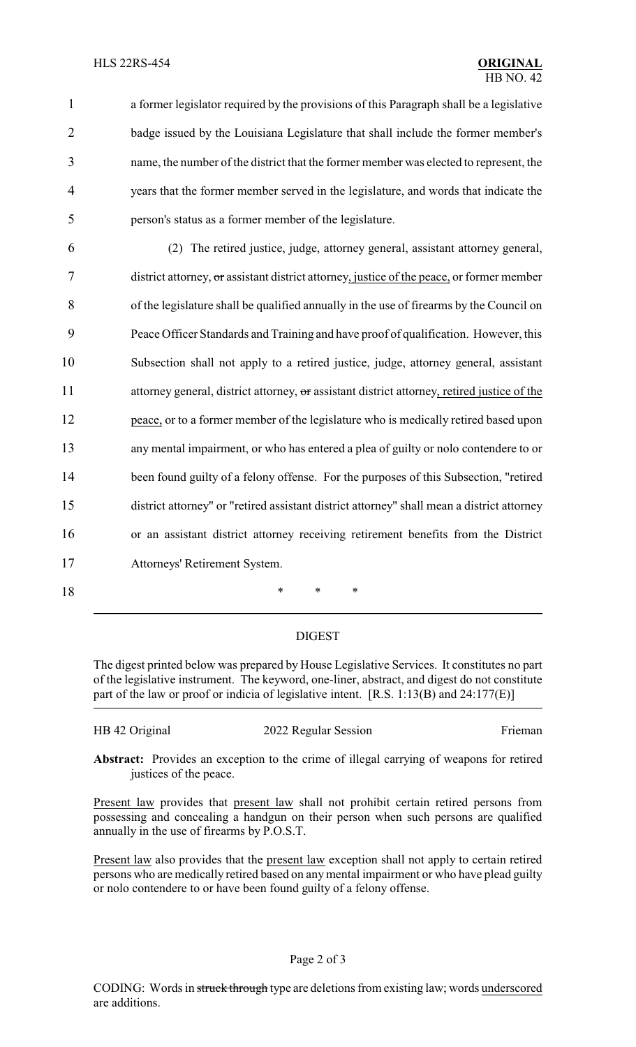a former legislator required by the provisions of this Paragraph shall be a legislative badge issued by the Louisiana Legislature that shall include the former member's name, the number of the district that the former member was elected to represent, the years that the former member served in the legislature, and words that indicate the person's status as a former member of the legislature.

(2) The retired justice, judge, attorney general, assistant attorney general, district attorney, ~~or~~ assistant district attorney, justice of the peace, or former member of the legislature shall be qualified annually in the use of firearms by the Council on Peace Officer Standards and Training and have proof of qualification. However, this Subsection shall not apply to a retired justice, judge, attorney general, assistant attorney general, district attorney, ~~or~~ assistant district attorney, retired justice of the peace, or to a former member of the legislature who is medically retired based upon any mental impairment, or who has entered a plea of guilty or nolo contendere to or been found guilty of a felony offense. For the purposes of this Subsection, "retired district attorney" or "retired assistant district attorney" shall mean a district attorney or an assistant district attorney receiving retirement benefits from the District Attorneys' Retirement System.

\* \* \*

## DIGEST

The digest printed below was prepared by House Legislative Services. It constitutes no part of the legislative instrument. The keyword, one-liner, abstract, and digest do not constitute part of the law or proof or indicia of legislative intent. [R.S. 1:13(B) and 24:177(E)]

HB 42 Original | 2022 Regular Session | Frieman

**Abstract:** Provides an exception to the crime of illegal carrying of weapons for retired justices of the peace.

Present law provides that present law shall not prohibit certain retired persons from possessing and concealing a handgun on their person when such persons are qualified annually in the use of firearms by P.O.S.T.

Present law also provides that the present law exception shall not apply to certain retired persons who are medically retired based on any mental impairment or who have plead guilty or nolo contendere to or have been found guilty of a felony offense.

CODING: Words in ~~struck through~~ type are deletions from existing law; words underscored are additions.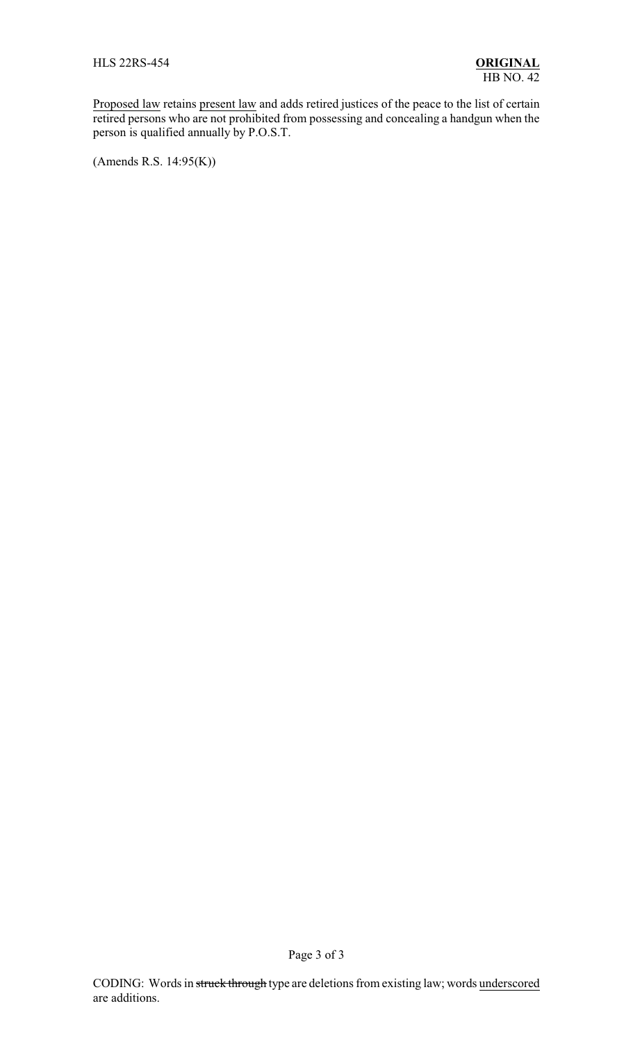Proposed law retains present law and adds retired justices of the peace to the list of certain retired persons who are not prohibited from possessing and concealing a handgun when the person is qualified annually by P.O.S.T.

(Amends R.S. 14:95(K))